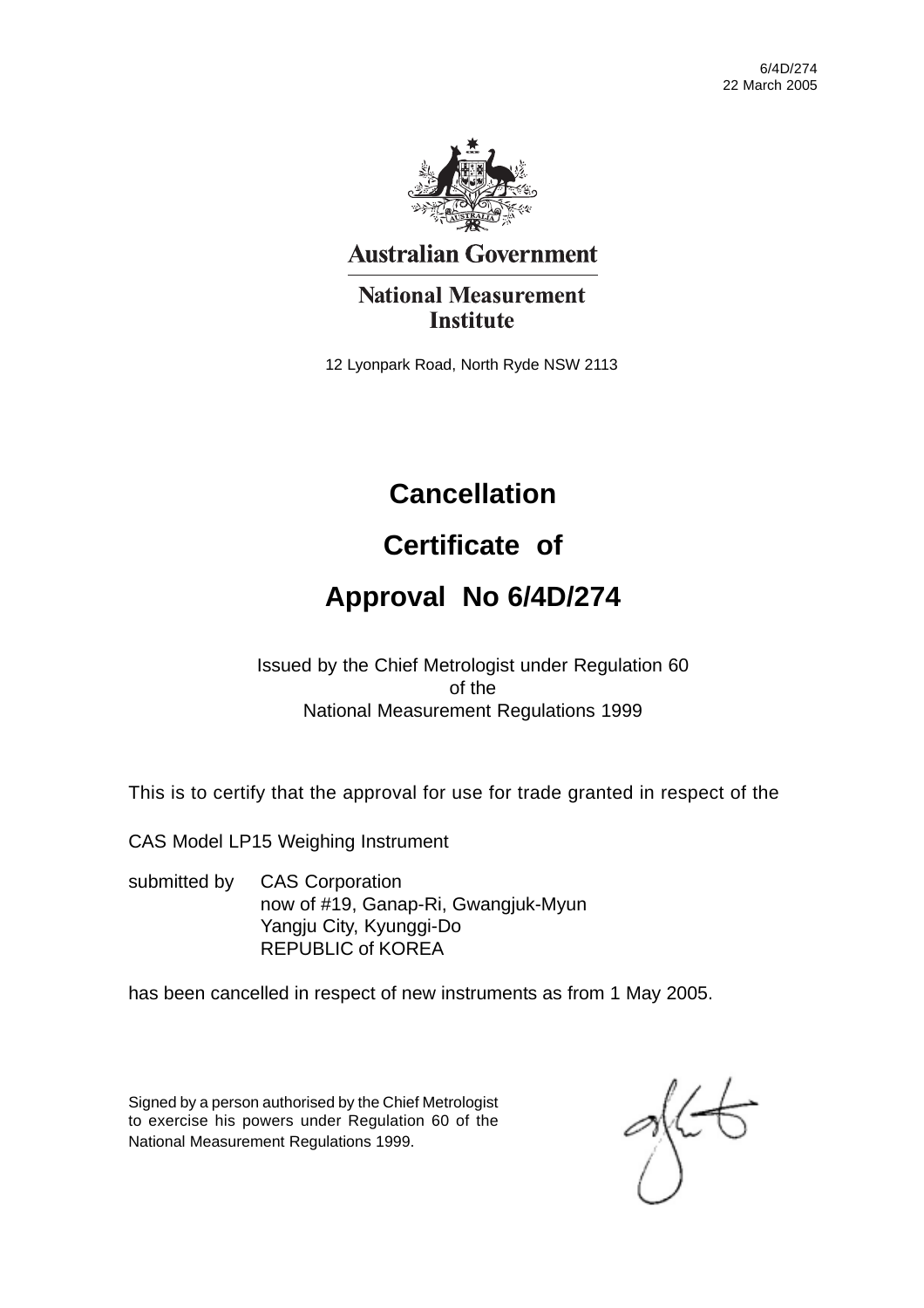6/4D/274
22 March 2005

**Australian Government**

**National Measurement Institute**

12 Lyonpark Road, North Ryde NSW 2113

# Cancellation

# Certificate of

# Approval No 6/4D/274

Issued by the Chief Metrologist under Regulation 60
of the
National Measurement Regulations 1999

This is to certify that the approval for use for trade granted in respect of the

CAS Model LP15 Weighing Instrument

submitted by CAS Corporation
now of #19, Ganap-Ri, Gwangjuk-Myun
Yangju City, Kyunggi-Do
REPUBLIC of KOREA

has been cancelled in respect of new instruments as from 1 May 2005.

Signed by a person authorised by the Chief Metrologist to exercise his powers under Regulation 60 of the National Measurement Regulations 1999.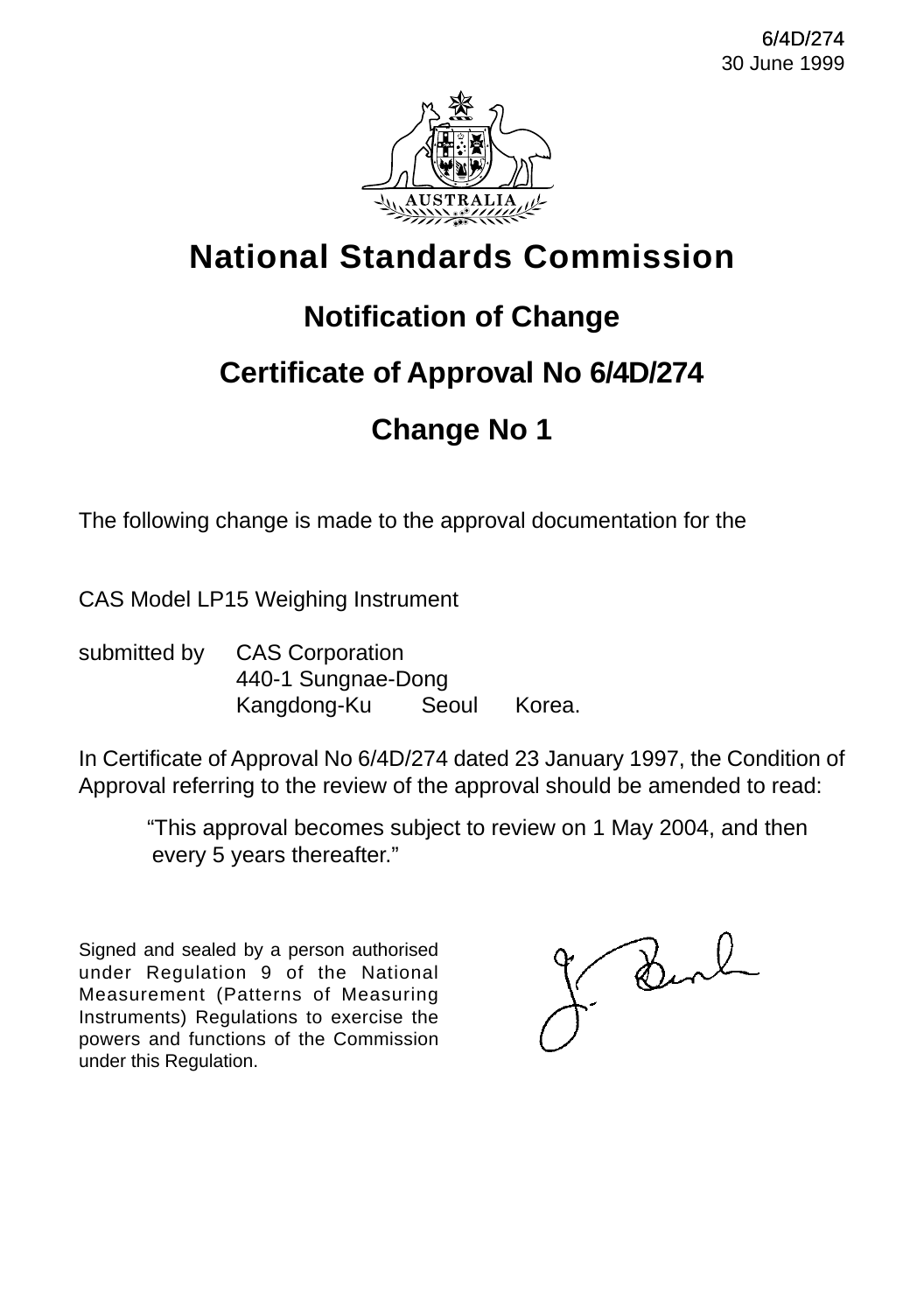6/4D/274
30 June 1999

# National Standards Commission

## Notification of Change

## Certificate of Approval No 6/4D/274

## Change No 1

The following change is made to the approval documentation for the

CAS Model LP15 Weighing Instrument

submitted by CAS Corporation
440-1 Sungnae-Dong
Kangdong-Ku Seoul Korea.

In Certificate of Approval No 6/4D/274 dated 23 January 1997, the Condition of Approval referring to the review of the approval should be amended to read:

> "This approval becomes subject to review on 1 May 2004, and then every 5 years thereafter."

Signed and sealed by a person authorised under Regulation 9 of the National Measurement (Patterns of Measuring Instruments) Regulations to exercise the powers and functions of the Commission under this Regulation.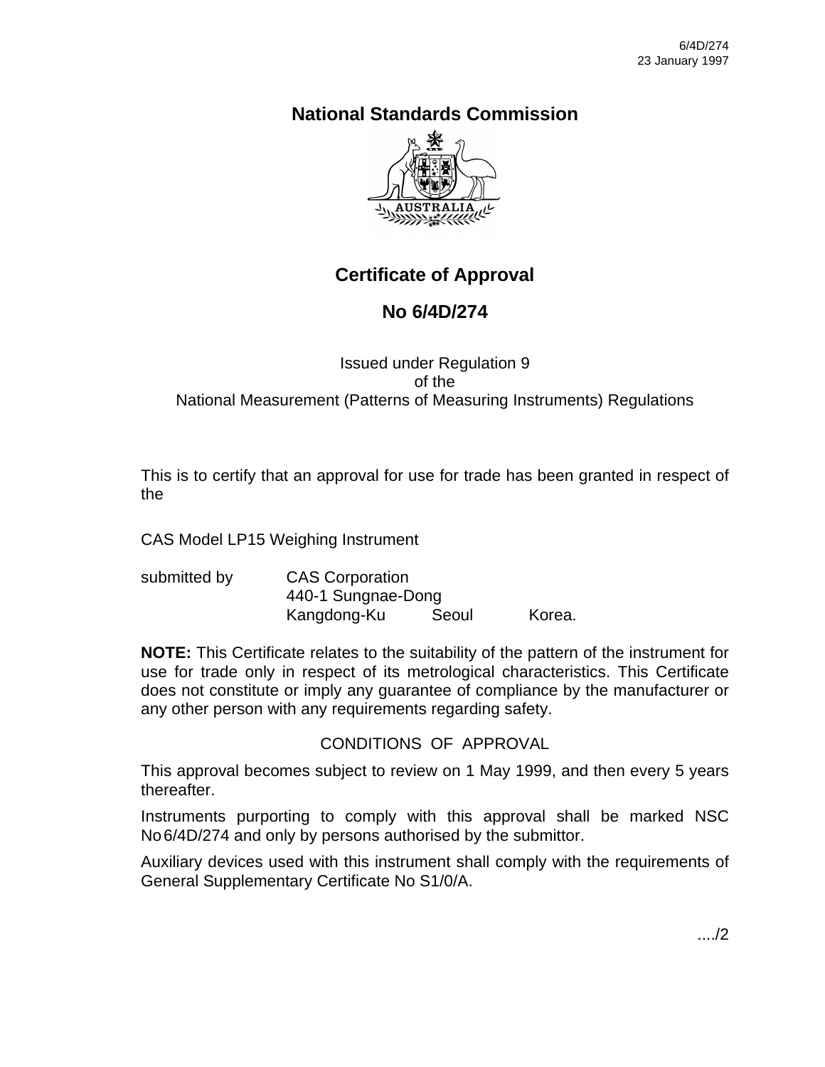# National Standards Commission

## Certificate of Approval

## No 6/4D/274

Issued under Regulation 9
of the
National Measurement (Patterns of Measuring Instruments) Regulations

This is to certify that an approval for use for trade has been granted in respect of the

CAS Model LP15 Weighing Instrument

submitted by CAS Corporation
440-1 Sungnae-Dong
Kangdong-Ku Seoul Korea.

**NOTE:** This Certificate relates to the suitability of the pattern of the instrument for use for trade only in respect of its metrological characteristics. This Certificate does not constitute or imply any guarantee of compliance by the manufacturer or any other person with any requirements regarding safety.

CONDITIONS OF APPROVAL

This approval becomes subject to review on 1 May 1999, and then every 5 years thereafter.

Instruments purporting to comply with this approval shall be marked NSC No 6/4D/274 and only by persons authorised by the submittor.

Auxiliary devices used with this instrument shall comply with the requirements of General Supplementary Certificate No S1/0/A.

..../2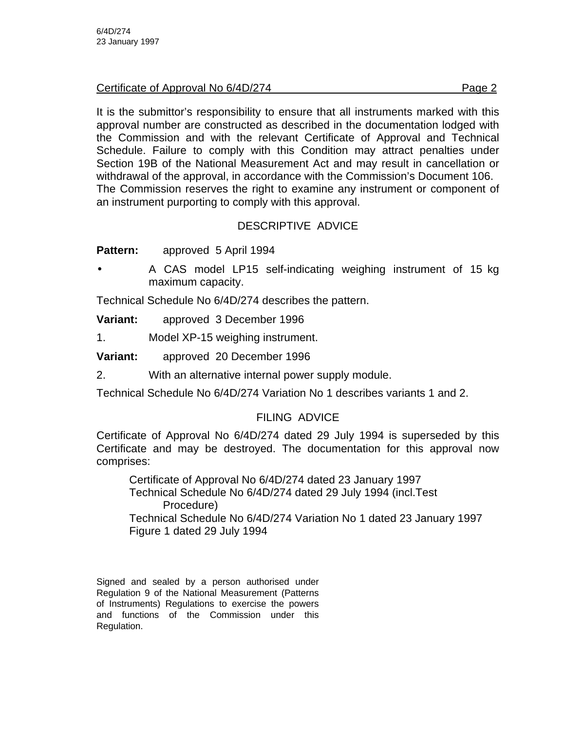Certificate of Approval No 6/4D/274 Page 2

It is the submittor's responsibility to ensure that all instruments marked with this approval number are constructed as described in the documentation lodged with the Commission and with the relevant Certificate of Approval and Technical Schedule. Failure to comply with this Condition may attract penalties under Section 19B of the National Measurement Act and may result in cancellation or withdrawal of the approval, in accordance with the Commission's Document 106. The Commission reserves the right to examine any instrument or component of an instrument purporting to comply with this approval.

## DESCRIPTIVE ADVICE

**Pattern:** approved 5 April 1994

- A CAS model LP15 self-indicating weighing instrument of 15 kg maximum capacity.

Technical Schedule No 6/4D/274 describes the pattern.

**Variant:** approved 3 December 1996

1. Model XP-15 weighing instrument.

**Variant:** approved 20 December 1996

2. With an alternative internal power supply module.

Technical Schedule No 6/4D/274 Variation No 1 describes variants 1 and 2.

## FILING ADVICE

Certificate of Approval No 6/4D/274 dated 29 July 1994 is superseded by this Certificate and may be destroyed. The documentation for this approval now comprises:

Certificate of Approval No 6/4D/274 dated 23 January 1997
Technical Schedule No 6/4D/274 dated 29 July 1994 (incl.Test Procedure)
Technical Schedule No 6/4D/274 Variation No 1 dated 23 January 1997
Figure 1 dated 29 July 1994

Signed and sealed by a person authorised under Regulation 9 of the National Measurement (Patterns of Instruments) Regulations to exercise the powers and functions of the Commission under this Regulation.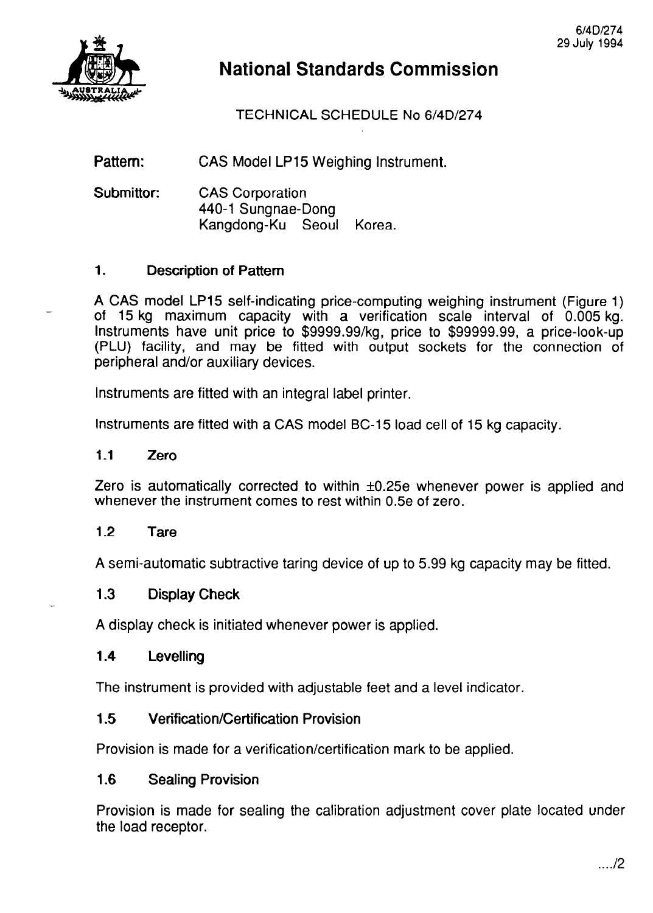6/4D/274
29 July 1994

# National Standards Commission

TECHNICAL SCHEDULE No 6/4D/274

**Pattern:** CAS Model LP15 Weighing Instrument.

**Submittor:** CAS Corporation
440-1 Sungnae-Dong
Kangdong-Ku Seoul Korea.

## 1. Description of Pattern

A CAS model LP15 self-indicating price-computing weighing instrument (Figure 1) of 15 kg maximum capacity with a verification scale interval of 0.005 kg. Instruments have unit price to $9999.99/kg, price to $99999.99, a price-look-up (PLU) facility, and may be fitted with output sockets for the connection of peripheral and/or auxiliary devices.

Instruments are fitted with an integral label printer.

Instruments are fitted with a CAS model BC-15 load cell of 15 kg capacity.

### 1.1 Zero

Zero is automatically corrected to within ±0.25e whenever power is applied and whenever the instrument comes to rest within 0.5e of zero.

### 1.2 Tare

A semi-automatic subtractive taring device of up to 5.99 kg capacity may be fitted.

### 1.3 Display Check

A display check is initiated whenever power is applied.

### 1.4 Levelling

The instrument is provided with adjustable feet and a level indicator.

### 1.5 Verification/Certification Provision

Provision is made for a verification/certification mark to be applied.

### 1.6 Sealing Provision

Provision is made for sealing the calibration adjustment cover plate located under the load receptor.

..../2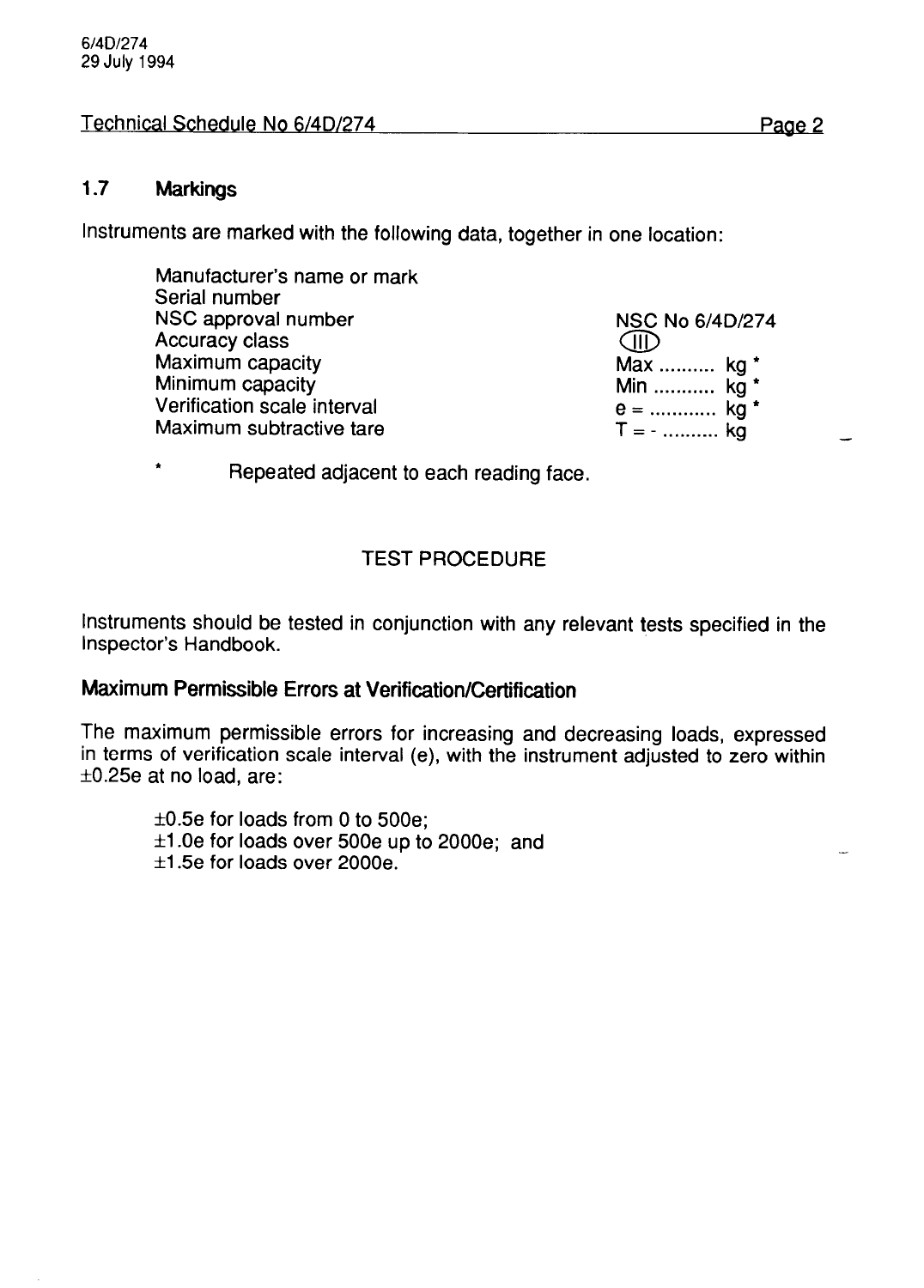### 1.7 Markings

Instruments are marked with the following data, together in one location:

| | |
|---|---|
| Manufacturer's name or mark | |
| Serial number | |
| NSC approval number | NSC No 6/4D/274 |
| Accuracy class | (III) |
| Maximum capacity | Max .......... kg * |
| Minimum capacity | Min ........... kg * |
| Verification scale interval | e = ............ kg * |
| Maximum subtractive tare | T = - .......... kg |

\* Repeated adjacent to each reading face.

## TEST PROCEDURE

Instruments should be tested in conjunction with any relevant tests specified in the Inspector's Handbook.

### Maximum Permissible Errors at Verification/Certification

The maximum permissible errors for increasing and decreasing loads, expressed in terms of verification scale interval (e), with the instrument adjusted to zero within ±0.25e at no load, are:

±0.5e for loads from 0 to 500e;
±1.0e for loads over 500e up to 2000e; and
±1.5e for loads over 2000e.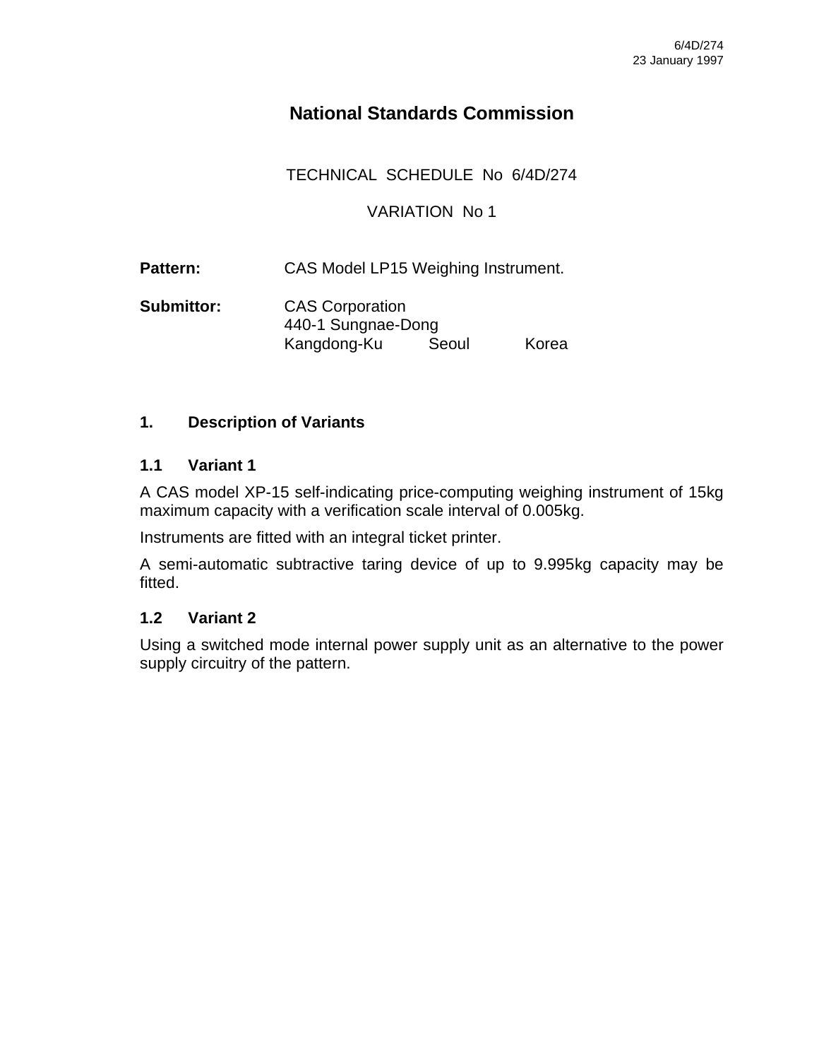6/4D/274
23 January 1997

# National Standards Commission

TECHNICAL SCHEDULE No 6/4D/274

VARIATION No 1

**Pattern:** CAS Model LP15 Weighing Instrument.

**Submittor:** CAS Corporation
440-1 Sungnae-Dong
Kangdong-Ku Seoul Korea

## 1. Description of Variants

### 1.1 Variant 1

A CAS model XP-15 self-indicating price-computing weighing instrument of 15kg maximum capacity with a verification scale interval of 0.005kg.

Instruments are fitted with an integral ticket printer.

A semi-automatic subtractive taring device of up to 9.995kg capacity may be fitted.

### 1.2 Variant 2

Using a switched mode internal power supply unit as an alternative to the power supply circuitry of the pattern.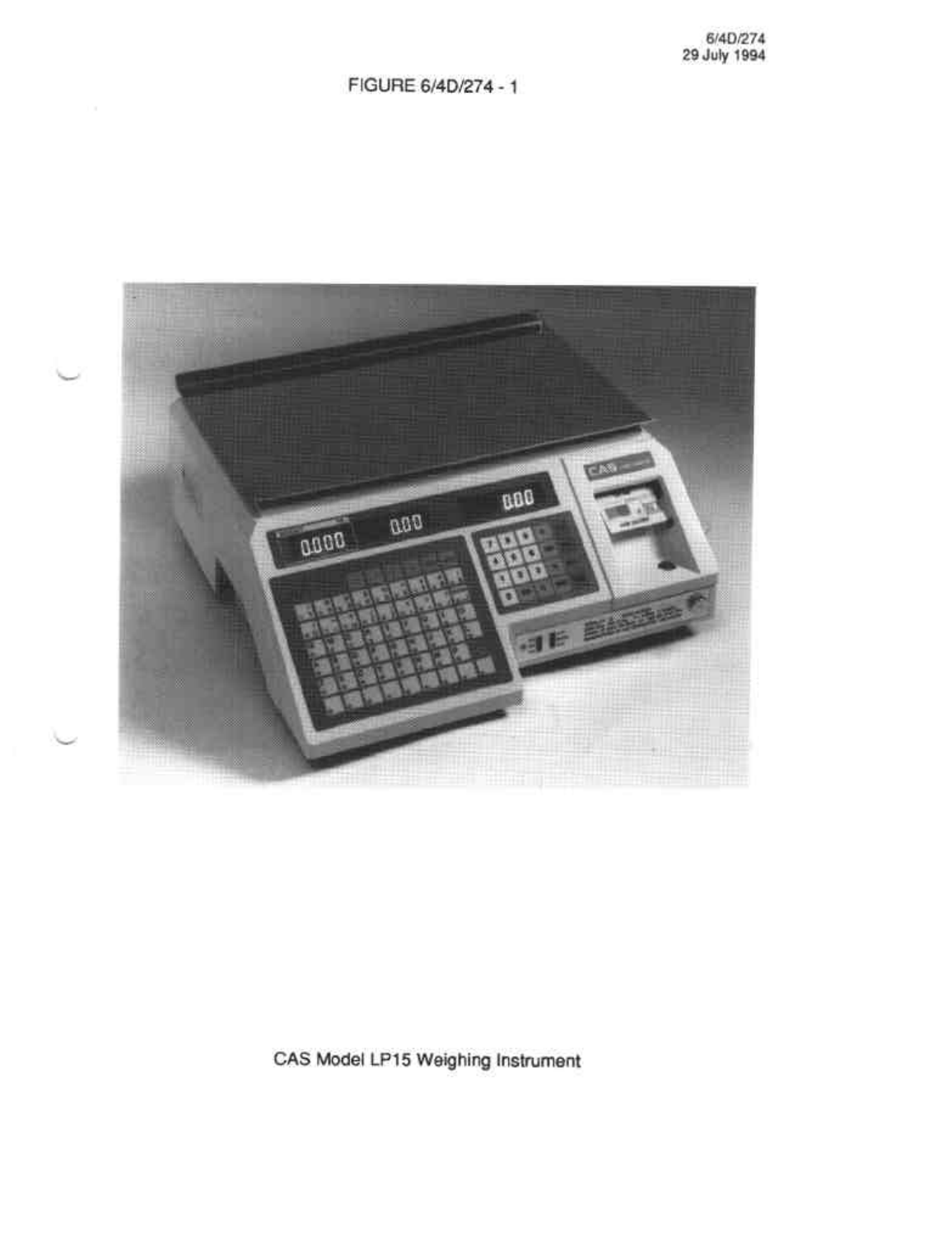FIGURE 6/4D/274 - 1

CAS Model LP15 Weighing Instrument